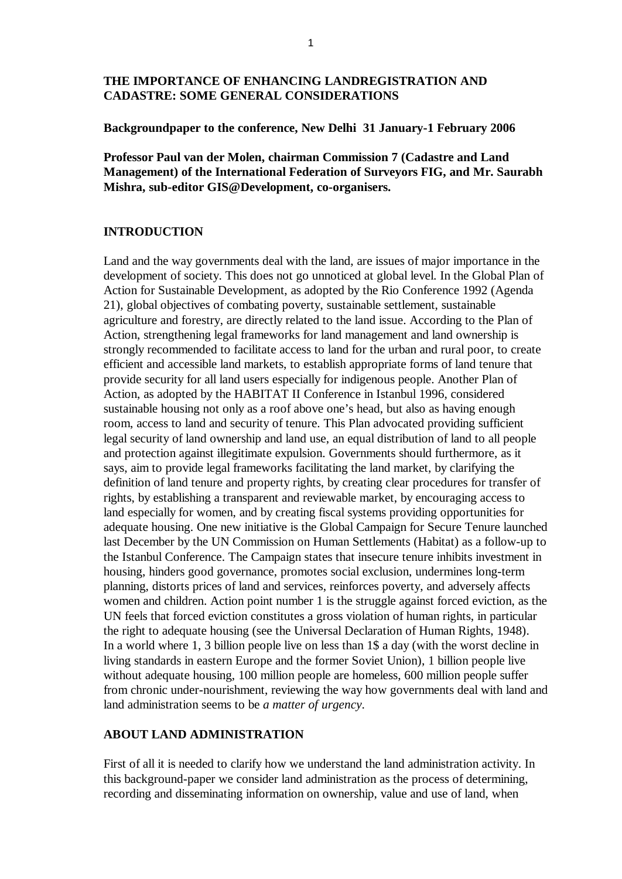**THE IMPORTANCE OF ENHANCING LANDREGISTRATION AND CADASTRE: SOME GENERAL CONSIDERATIONS**

**Backgroundpaper to the conference, New Delhi 31 January-1 February 2006**

**Professor Paul van der Molen, chairman Commission 7 (Cadastre and Land Management) of the International Federation of Surveyors FIG, and Mr. Saurabh Mishra, sub-editor GIS@Development, co-organisers.**

## INTRODUCTION

Land and the way governments deal with the land, are issues of major importance in the development of society. This does not go unnoticed at global level. In the Global Plan of Action for Sustainable Development, as adopted by the Rio Conference 1992 (Agenda 21), global objectives of combating poverty, sustainable settlement, sustainable agriculture and forestry, are directly related to the land issue. According to the Plan of Action, strengthening legal frameworks for land management and land ownership is strongly recommended to facilitate access to land for the urban and rural poor, to create efficient and accessible land markets, to establish appropriate forms of land tenure that provide security for all land users especially for indigenous people. Another Plan of Action, as adopted by the HABITAT II Conference in Istanbul 1996, considered sustainable housing not only as a roof above one's head, but also as having enough room, access to land and security of tenure. This Plan advocated providing sufficient legal security of land ownership and land use, an equal distribution of land to all people and protection against illegitimate expulsion. Governments should furthermore, as it says, aim to provide legal frameworks facilitating the land market, by clarifying the definition of land tenure and property rights, by creating clear procedures for transfer of rights, by establishing a transparent and reviewable market, by encouraging access to land especially for women, and by creating fiscal systems providing opportunities for adequate housing. One new initiative is the Global Campaign for Secure Tenure launched last December by the UN Commission on Human Settlements (Habitat) as a follow-up to the Istanbul Conference. The Campaign states that insecure tenure inhibits investment in housing, hinders good governance, promotes social exclusion, undermines long-term planning, distorts prices of land and services, reinforces poverty, and adversely affects women and children. Action point number 1 is the struggle against forced eviction, as the UN feels that forced eviction constitutes a gross violation of human rights, in particular the right to adequate housing (see the Universal Declaration of Human Rights, 1948). In a world where 1, 3 billion people live on less than 1$ a day (with the worst decline in living standards in eastern Europe and the former Soviet Union), 1 billion people live without adequate housing, 100 million people are homeless, 600 million people suffer from chronic under-nourishment, reviewing the way how governments deal with land and land administration seems to be *a matter of urgency*.

## ABOUT LAND ADMINISTRATION

First of all it is needed to clarify how we understand the land administration activity. In this background-paper we consider land administration as the process of determining, recording and disseminating information on ownership, value and use of land, when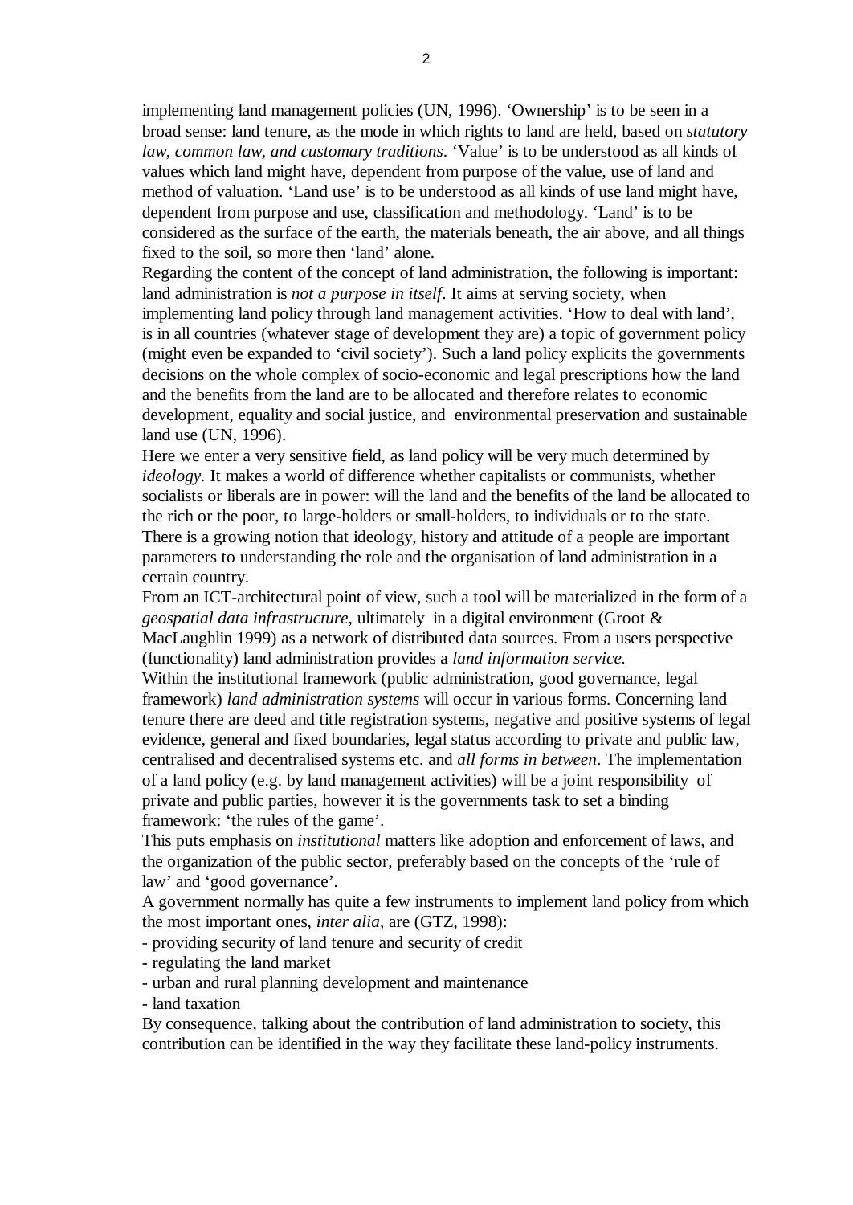implementing land management policies (UN, 1996). ‘Ownership’ is to be seen in a broad sense: land tenure, as the mode in which rights to land are held, based on *statutory law, common law, and customary traditions*. ‘Value’ is to be understood as all kinds of values which land might have, dependent from purpose of the value, use of land and method of valuation. ‘Land use’ is to be understood as all kinds of use land might have, dependent from purpose and use, classification and methodology. ‘Land’ is to be considered as the surface of the earth, the materials beneath, the air above, and all things fixed to the soil, so more then ‘land’ alone.

Regarding the content of the concept of land administration, the following is important: land administration is *not a purpose in itself*. It aims at serving society, when implementing land policy through land management activities. ‘How to deal with land’, is in all countries (whatever stage of development they are) a topic of government policy (might even be expanded to ‘civil society’). Such a land policy explicits the governments decisions on the whole complex of socio-economic and legal prescriptions how the land and the benefits from the land are to be allocated and therefore relates to economic development, equality and social justice, and environmental preservation and sustainable land use (UN, 1996).

Here we enter a very sensitive field, as land policy will be very much determined by *ideology*. It makes a world of difference whether capitalists or communists, whether socialists or liberals are in power: will the land and the benefits of the land be allocated to the rich or the poor, to large-holders or small-holders, to individuals or to the state. There is a growing notion that ideology, history and attitude of a people are important parameters to understanding the role and the organisation of land administration in a certain country.

From an ICT-architectural point of view, such a tool will be materialized in the form of a *geospatial data infrastructure*, ultimately in a digital environment (Groot & MacLaughlin 1999) as a network of distributed data sources. From a users perspective (functionality) land administration provides a *land information service.*

Within the institutional framework (public administration, good governance, legal framework) *land administration systems* will occur in various forms. Concerning land tenure there are deed and title registration systems, negative and positive systems of legal evidence, general and fixed boundaries, legal status according to private and public law, centralised and decentralised systems etc. and *all forms in between*. The implementation of a land policy (e.g. by land management activities) will be a joint responsibility of private and public parties, however it is the governments task to set a binding framework: ‘the rules of the game’.

This puts emphasis on *institutional* matters like adoption and enforcement of laws, and the organization of the public sector, preferably based on the concepts of the ‘rule of law’ and ‘good governance’.

A government normally has quite a few instruments to implement land policy from which the most important ones, *inter alia*, are (GTZ, 1998):

- providing security of land tenure and security of credit
- regulating the land market
- urban and rural planning development and maintenance
- land taxation

By consequence, talking about the contribution of land administration to society, this contribution can be identified in the way they facilitate these land-policy instruments.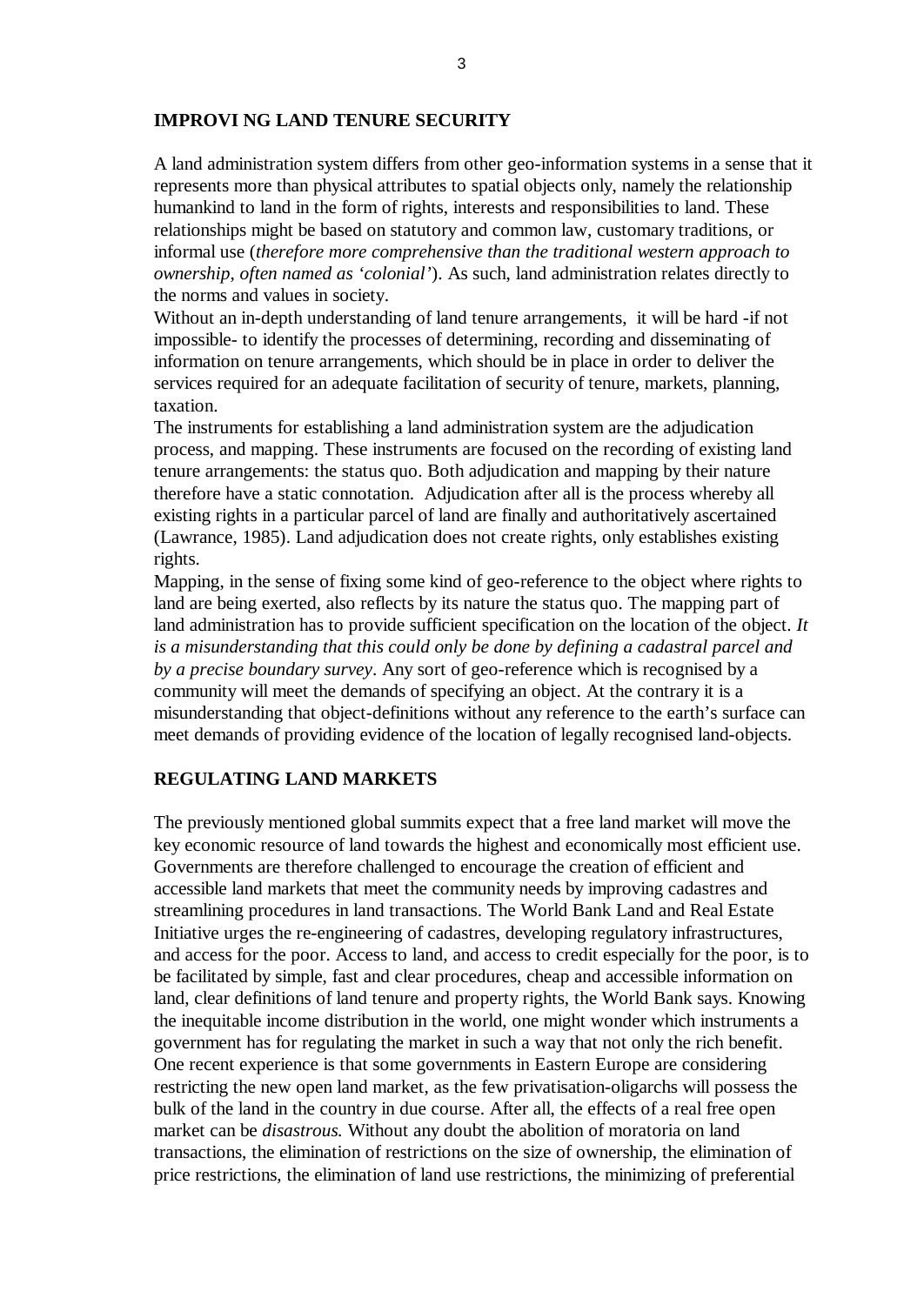## IMPROVI NG LAND TENURE SECURITY

A land administration system differs from other geo-information systems in a sense that it represents more than physical attributes to spatial objects only, namely the relationship humankind to land in the form of rights, interests and responsibilities to land. These relationships might be based on statutory and common law, customary traditions, or informal use (*therefore more comprehensive than the traditional western approach to ownership, often named as 'colonial'*). As such, land administration relates directly to the norms and values in society.

Without an in-depth understanding of land tenure arrangements, it will be hard -if not impossible- to identify the processes of determining, recording and disseminating of information on tenure arrangements, which should be in place in order to deliver the services required for an adequate facilitation of security of tenure, markets, planning, taxation.

The instruments for establishing a land administration system are the adjudication process, and mapping. These instruments are focused on the recording of existing land tenure arrangements: the status quo. Both adjudication and mapping by their nature therefore have a static connotation. Adjudication after all is the process whereby all existing rights in a particular parcel of land are finally and authoritatively ascertained (Lawrance, 1985). Land adjudication does not create rights, only establishes existing rights.

Mapping, in the sense of fixing some kind of geo-reference to the object where rights to land are being exerted, also reflects by its nature the status quo. The mapping part of land administration has to provide sufficient specification on the location of the object. *It is a misunderstanding that this could only be done by defining a cadastral parcel and by a precise boundary survey*. Any sort of geo-reference which is recognised by a community will meet the demands of specifying an object. At the contrary it is a misunderstanding that object-definitions without any reference to the earth's surface can meet demands of providing evidence of the location of legally recognised land-objects.

## REGULATING LAND MARKETS

The previously mentioned global summits expect that a free land market will move the key economic resource of land towards the highest and economically most efficient use. Governments are therefore challenged to encourage the creation of efficient and accessible land markets that meet the community needs by improving cadastres and streamlining procedures in land transactions. The World Bank Land and Real Estate Initiative urges the re-engineering of cadastres, developing regulatory infrastructures, and access for the poor. Access to land, and access to credit especially for the poor, is to be facilitated by simple, fast and clear procedures, cheap and accessible information on land, clear definitions of land tenure and property rights, the World Bank says. Knowing the inequitable income distribution in the world, one might wonder which instruments a government has for regulating the market in such a way that not only the rich benefit. One recent experience is that some governments in Eastern Europe are considering restricting the new open land market, as the few privatisation-oligarchs will possess the bulk of the land in the country in due course. After all, the effects of a real free open market can be *disastrous.* Without any doubt the abolition of moratoria on land transactions, the elimination of restrictions on the size of ownership, the elimination of price restrictions, the elimination of land use restrictions, the minimizing of preferential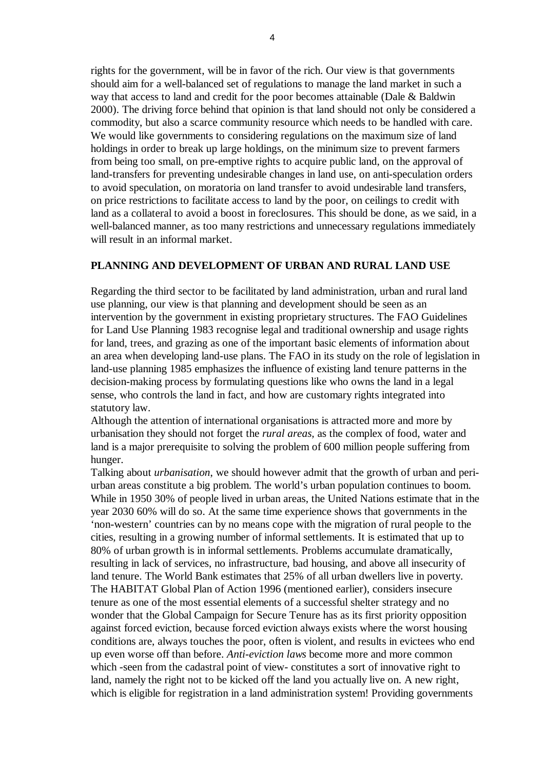rights for the government, will be in favor of the rich. Our view is that governments should aim for a well-balanced set of regulations to manage the land market in such a way that access to land and credit for the poor becomes attainable (Dale & Baldwin 2000). The driving force behind that opinion is that land should not only be considered a commodity, but also a scarce community resource which needs to be handled with care. We would like governments to considering regulations on the maximum size of land holdings in order to break up large holdings, on the minimum size to prevent farmers from being too small, on pre-emptive rights to acquire public land, on the approval of land-transfers for preventing undesirable changes in land use, on anti-speculation orders to avoid speculation, on moratoria on land transfer to avoid undesirable land transfers, on price restrictions to facilitate access to land by the poor, on ceilings to credit with land as a collateral to avoid a boost in foreclosures. This should be done, as we said, in a well-balanced manner, as too many restrictions and unnecessary regulations immediately will result in an informal market.

## PLANNING AND DEVELOPMENT OF URBAN AND RURAL LAND USE

Regarding the third sector to be facilitated by land administration, urban and rural land use planning, our view is that planning and development should be seen as an intervention by the government in existing proprietary structures. The FAO Guidelines for Land Use Planning 1983 recognise legal and traditional ownership and usage rights for land, trees, and grazing as one of the important basic elements of information about an area when developing land-use plans. The FAO in its study on the role of legislation in land-use planning 1985 emphasizes the influence of existing land tenure patterns in the decision-making process by formulating questions like who owns the land in a legal sense, who controls the land in fact, and how are customary rights integrated into statutory law.

Although the attention of international organisations is attracted more and more by urbanisation they should not forget the *rural areas*, as the complex of food, water and land is a major prerequisite to solving the problem of 600 million people suffering from hunger.

Talking about *urbanisation*, we should however admit that the growth of urban and peri-urban areas constitute a big problem. The world's urban population continues to boom. While in 1950 30% of people lived in urban areas, the United Nations estimate that in the year 2030 60% will do so. At the same time experience shows that governments in the 'non-western' countries can by no means cope with the migration of rural people to the cities, resulting in a growing number of informal settlements. It is estimated that up to 80% of urban growth is in informal settlements. Problems accumulate dramatically, resulting in lack of services, no infrastructure, bad housing, and above all insecurity of land tenure. The World Bank estimates that 25% of all urban dwellers live in poverty. The HABITAT Global Plan of Action 1996 (mentioned earlier), considers insecure tenure as one of the most essential elements of a successful shelter strategy and no wonder that the Global Campaign for Secure Tenure has as its first priority opposition against forced eviction, because forced eviction always exists where the worst housing conditions are, always touches the poor, often is violent, and results in evictees who end up even worse off than before. *Anti-eviction laws* become more and more common which -seen from the cadastral point of view- constitutes a sort of innovative right to land, namely the right not to be kicked off the land you actually live on. A new right, which is eligible for registration in a land administration system! Providing governments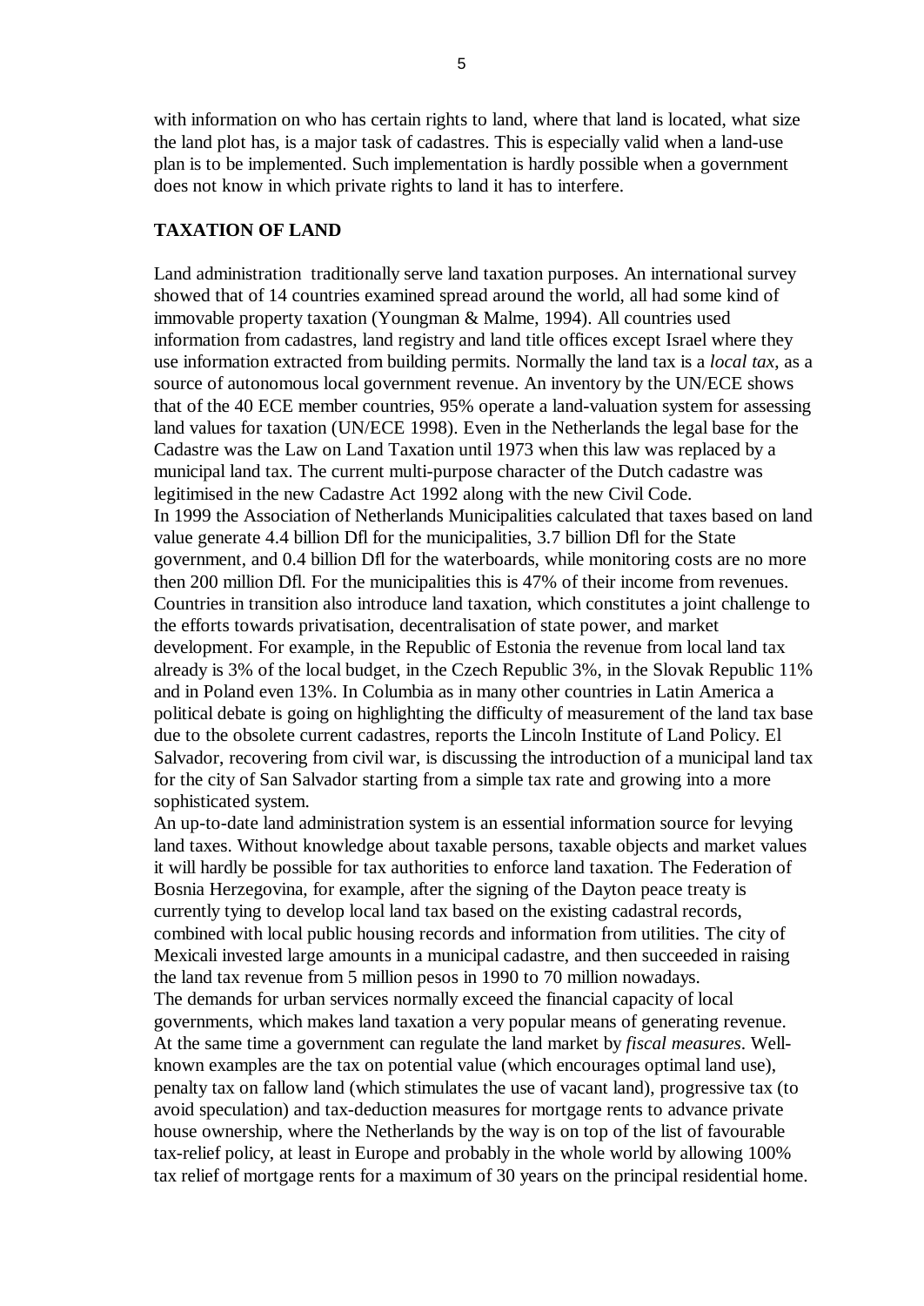with information on who has certain rights to land, where that land is located, what size the land plot has, is a major task of cadastres. This is especially valid when a land-use plan is to be implemented. Such implementation is hardly possible when a government does not know in which private rights to land it has to interfere.

## TAXATION OF LAND

Land administration  traditionally serve land taxation purposes. An international survey showed that of 14 countries examined spread around the world, all had some kind of immovable property taxation (Youngman & Malme, 1994). All countries used information from cadastres, land registry and land title offices except Israel where they use information extracted from building permits. Normally the land tax is a *local tax*, as a source of autonomous local government revenue. An inventory by the UN/ECE shows that of the 40 ECE member countries, 95% operate a land-valuation system for assessing land values for taxation (UN/ECE 1998). Even in the Netherlands the legal base for the Cadastre was the Law on Land Taxation until 1973 when this law was replaced by a municipal land tax. The current multi-purpose character of the Dutch cadastre was legitimised in the new Cadastre Act 1992 along with the new Civil Code.
In 1999 the Association of Netherlands Municipalities calculated that taxes based on land value generate 4.4 billion Dfl for the municipalities, 3.7 billion Dfl for the State government, and 0.4 billion Dfl for the waterboards, while monitoring costs are no more then 200 million Dfl. For the municipalities this is 47% of their income from revenues.
Countries in transition also introduce land taxation, which constitutes a joint challenge to the efforts towards privatisation, decentralisation of state power, and market development. For example, in the Republic of Estonia the revenue from local land tax already is 3% of the local budget, in the Czech Republic 3%, in the Slovak Republic 11% and in Poland even 13%. In Columbia as in many other countries in Latin America a political debate is going on highlighting the difficulty of measurement of the land tax base due to the obsolete current cadastres, reports the Lincoln Institute of Land Policy. El Salvador, recovering from civil war, is discussing the introduction of a municipal land tax for the city of San Salvador starting from a simple tax rate and growing into a more sophisticated system.
An up-to-date land administration system is an essential information source for levying land taxes. Without knowledge about taxable persons, taxable objects and market values it will hardly be possible for tax authorities to enforce land taxation. The Federation of Bosnia Herzegovina, for example, after the signing of the Dayton peace treaty is currently tying to develop local land tax based on the existing cadastral records, combined with local public housing records and information from utilities. The city of Mexicali invested large amounts in a municipal cadastre, and then succeeded in raising the land tax revenue from 5 million pesos in 1990 to 70 million nowadays.
The demands for urban services normally exceed the financial capacity of local governments, which makes land taxation a very popular means of generating revenue. At the same time a government can regulate the land market by *fiscal measures*. Well-known examples are the tax on potential value (which encourages optimal land use), penalty tax on fallow land (which stimulates the use of vacant land), progressive tax (to avoid speculation) and tax-deduction measures for mortgage rents to advance private house ownership, where the Netherlands by the way is on top of the list of favourable tax-relief policy, at least in Europe and probably in the whole world by allowing 100% tax relief of mortgage rents for a maximum of 30 years on the principal residential home.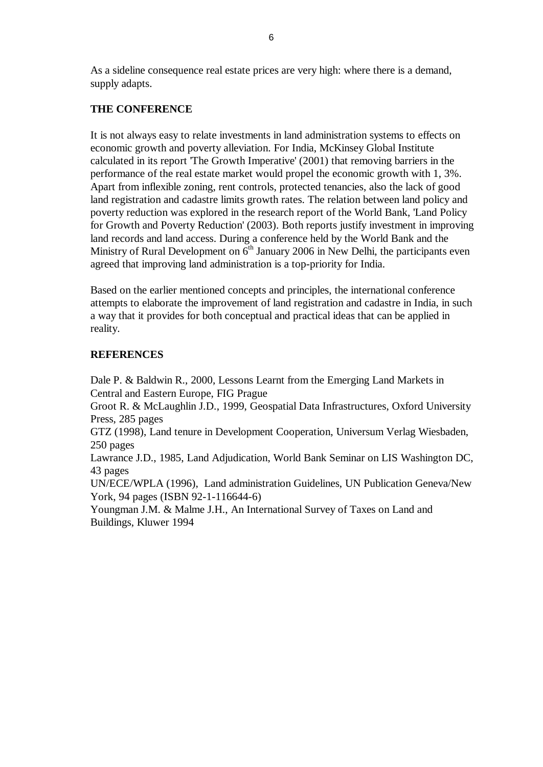As a sideline consequence real estate prices are very high: where there is a demand, supply adapts.

## THE CONFERENCE

It is not always easy to relate investments in land administration systems to effects on economic growth and poverty alleviation. For India, McKinsey Global Institute calculated in its report 'The Growth Imperative' (2001) that removing barriers in the performance of the real estate market would propel the economic growth with 1, 3%. Apart from inflexible zoning, rent controls, protected tenancies, also the lack of good land registration and cadastre limits growth rates. The relation between land policy and poverty reduction was explored in the research report of the World Bank, 'Land Policy for Growth and Poverty Reduction' (2003). Both reports justify investment in improving land records and land access. During a conference held by the World Bank and the Ministry of Rural Development on 6$^{th}$ January 2006 in New Delhi, the participants even agreed that improving land administration is a top-priority for India.

Based on the earlier mentioned concepts and principles, the international conference attempts to elaborate the improvement of land registration and cadastre in India, in such a way that it provides for both conceptual and practical ideas that can be applied in reality.

## REFERENCES

Dale P. & Baldwin R., 2000, Lessons Learnt from the Emerging Land Markets in Central and Eastern Europe, FIG Prague
Groot R. & McLaughlin J.D., 1999, Geospatial Data Infrastructures, Oxford University Press, 285 pages
GTZ (1998), Land tenure in Development Cooperation, Universum Verlag Wiesbaden, 250 pages
Lawrance J.D., 1985, Land Adjudication, World Bank Seminar on LIS Washington DC, 43 pages
UN/ECE/WPLA (1996), Land administration Guidelines, UN Publication Geneva/New York, 94 pages (ISBN 92-1-116644-6)
Youngman J.M. & Malme J.H., An International Survey of Taxes on Land and Buildings, Kluwer 1994